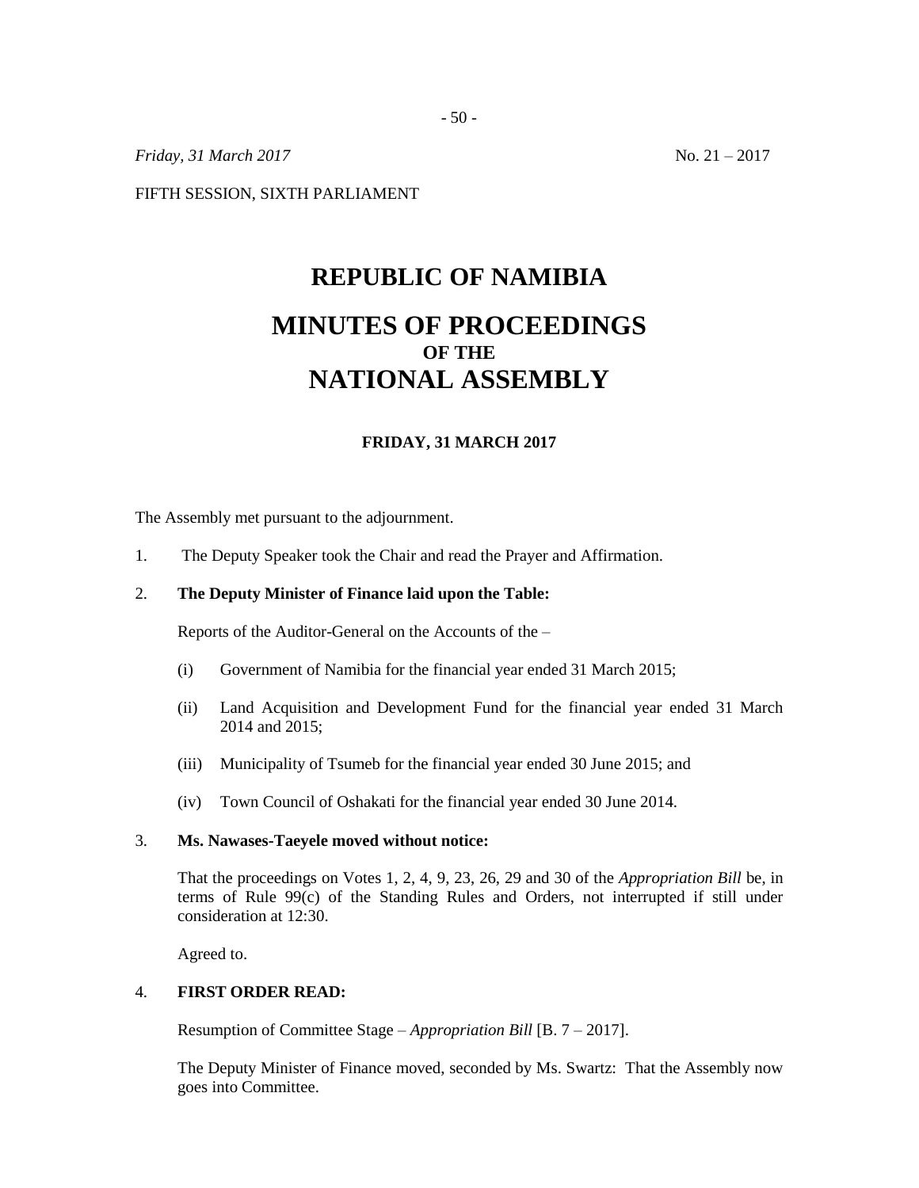*Friday, 31 March 2017* No. 21 – 2017

FIFTH SESSION, SIXTH PARLIAMENT

# REPUBLIC OF NAMIBIA

# MINUTES OF PROCEEDINGS
### OF THE
# NATIONAL ASSEMBLY

**FRIDAY, 31 MARCH 2017**

The Assembly met pursuant to the adjournment.

1. The Deputy Speaker took the Chair and read the Prayer and Affirmation.

2. **The Deputy Minister of Finance laid upon the Table:**

   Reports of the Auditor-General on the Accounts of the –

   (i) Government of Namibia for the financial year ended 31 March 2015;

   (ii) Land Acquisition and Development Fund for the financial year ended 31 March 2014 and 2015;

   (iii) Municipality of Tsumeb for the financial year ended 30 June 2015; and

   (iv) Town Council of Oshakati for the financial year ended 30 June 2014.

3. **Ms. Nawases-Taeyele moved without notice:**

   That the proceedings on Votes 1, 2, 4, 9, 23, 26, 29 and 30 of the *Appropriation Bill* be, in terms of Rule 99(c) of the Standing Rules and Orders, not interrupted if still under consideration at 12:30.

   Agreed to.

4. **FIRST ORDER READ:**

   Resumption of Committee Stage – *Appropriation Bill* [B. 7 – 2017].

   The Deputy Minister of Finance moved, seconded by Ms. Swartz: That the Assembly now goes into Committee.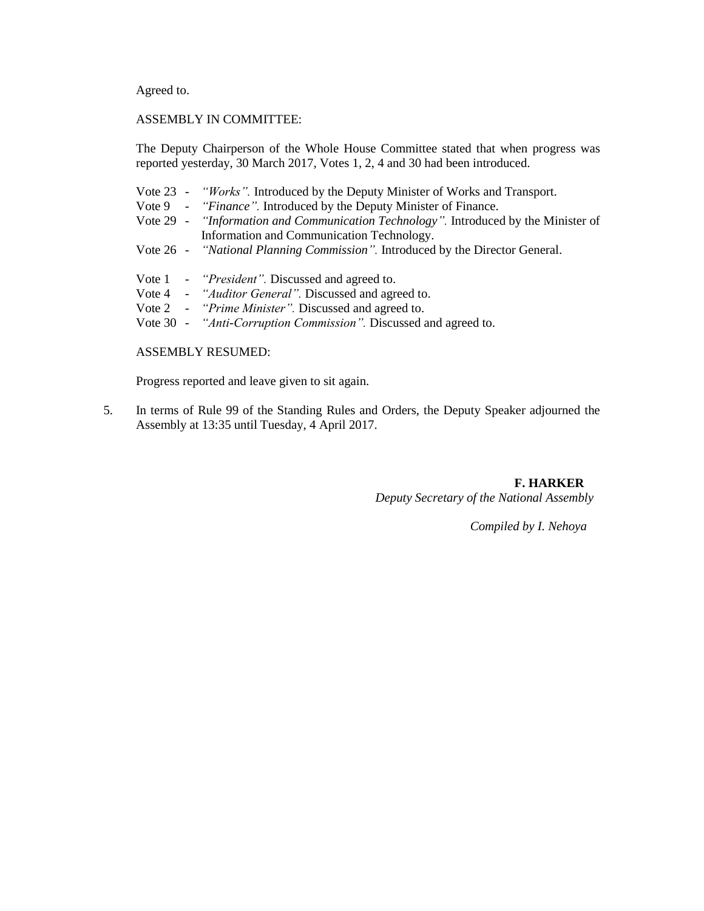Agreed to.

ASSEMBLY IN COMMITTEE:

The Deputy Chairperson of the Whole House Committee stated that when progress was reported yesterday, 30 March 2017, Votes 1, 2, 4 and 30 had been introduced.

Vote 23 - *"Works".* Introduced by the Deputy Minister of Works and Transport.
Vote 9 - *"Finance".* Introduced by the Deputy Minister of Finance.
Vote 29 - *"Information and Communication Technology".* Introduced by the Minister of Information and Communication Technology.
Vote 26 - *"National Planning Commission".* Introduced by the Director General.

Vote 1 - *"President".* Discussed and agreed to.
Vote 4 - *"Auditor General".* Discussed and agreed to.
Vote 2 - *"Prime Minister".* Discussed and agreed to.
Vote 30 - *"Anti-Corruption Commission".* Discussed and agreed to.

ASSEMBLY RESUMED:

Progress reported and leave given to sit again.

5. In terms of Rule 99 of the Standing Rules and Orders, the Deputy Speaker adjourned the Assembly at 13:35 until Tuesday, 4 April 2017.

**F. HARKER**
*Deputy Secretary of the National Assembly*

*Compiled by I. Nehoya*